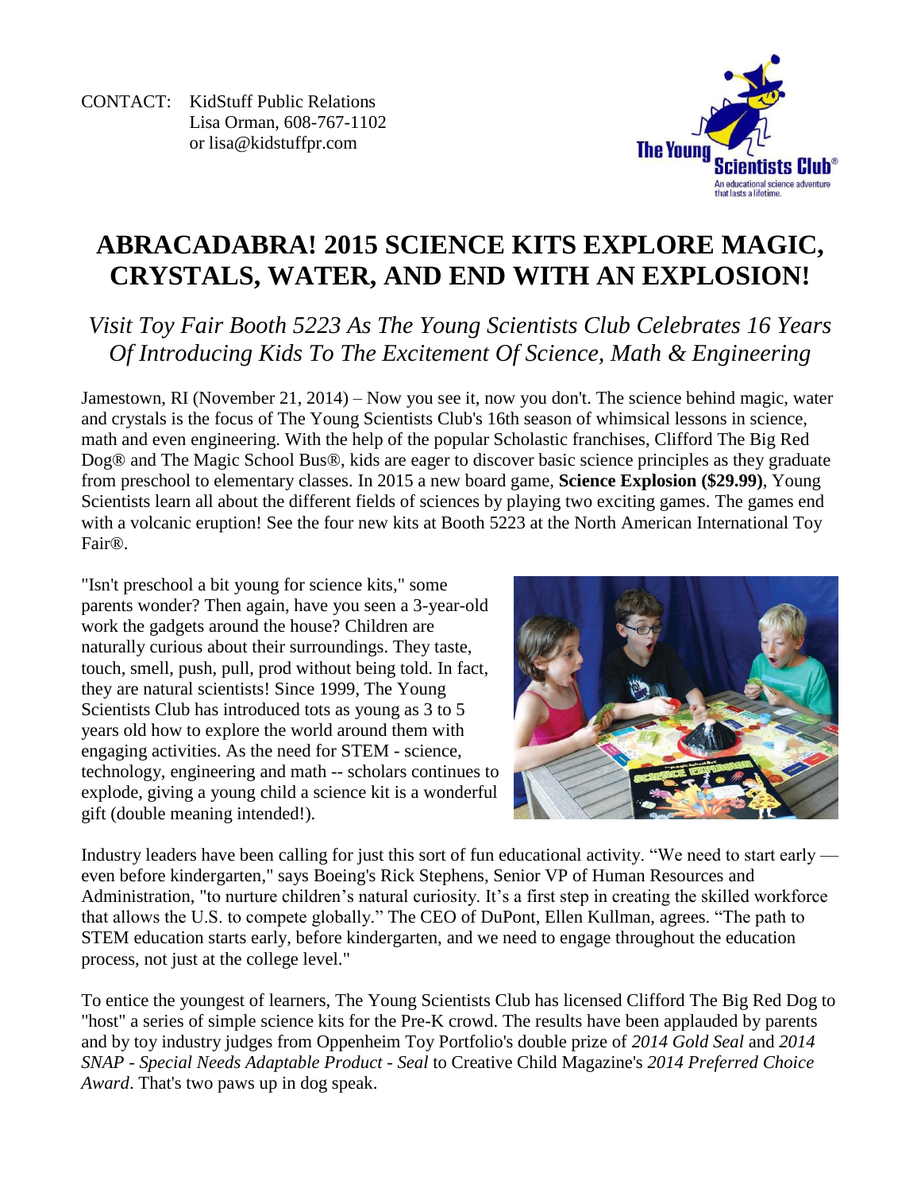CONTACT: KidStuff Public Relations
Lisa Orman, 608-767-1102
or lisa@kidstuffpr.com

# ABRACADABRA! 2015 SCIENCE KITS EXPLORE MAGIC, CRYSTALS, WATER, AND END WITH AN EXPLOSION!

*Visit Toy Fair Booth 5223 As The Young Scientists Club Celebrates 16 Years Of Introducing Kids To The Excitement Of Science, Math & Engineering*

Jamestown, RI (November 21, 2014) – Now you see it, now you don't. The science behind magic, water and crystals is the focus of The Young Scientists Club's 16th season of whimsical lessons in science, math and even engineering. With the help of the popular Scholastic franchises, Clifford The Big Red Dog® and The Magic School Bus®, kids are eager to discover basic science principles as they graduate from preschool to elementary classes. In 2015 a new board game, **Science Explosion ($29.99)**, Young Scientists learn all about the different fields of sciences by playing two exciting games. The games end with a volcanic eruption! See the four new kits at Booth 5223 at the North American International Toy Fair®.

"Isn't preschool a bit young for science kits," some parents wonder? Then again, have you seen a 3-year-old work the gadgets around the house? Children are naturally curious about their surroundings. They taste, touch, smell, push, pull, prod without being told. In fact, they are natural scientists! Since 1999, The Young Scientists Club has introduced tots as young as 3 to 5 years old how to explore the world around them with engaging activities. As the need for STEM - science, technology, engineering and math -- scholars continues to explode, giving a young child a science kit is a wonderful gift (double meaning intended!).

Industry leaders have been calling for just this sort of fun educational activity. "We need to start early — even before kindergarten," says Boeing's Rick Stephens, Senior VP of Human Resources and Administration, "to nurture children's natural curiosity. It's a first step in creating the skilled workforce that allows the U.S. to compete globally." The CEO of DuPont, Ellen Kullman, agrees. "The path to STEM education starts early, before kindergarten, and we need to engage throughout the education process, not just at the college level."

To entice the youngest of learners, The Young Scientists Club has licensed Clifford The Big Red Dog to "host" a series of simple science kits for the Pre-K crowd. The results have been applauded by parents and by toy industry judges from Oppenheim Toy Portfolio's double prize of *2014 Gold Seal* and *2014 SNAP - Special Needs Adaptable Product - Seal* to Creative Child Magazine's *2014 Preferred Choice Award*. That's two paws up in dog speak.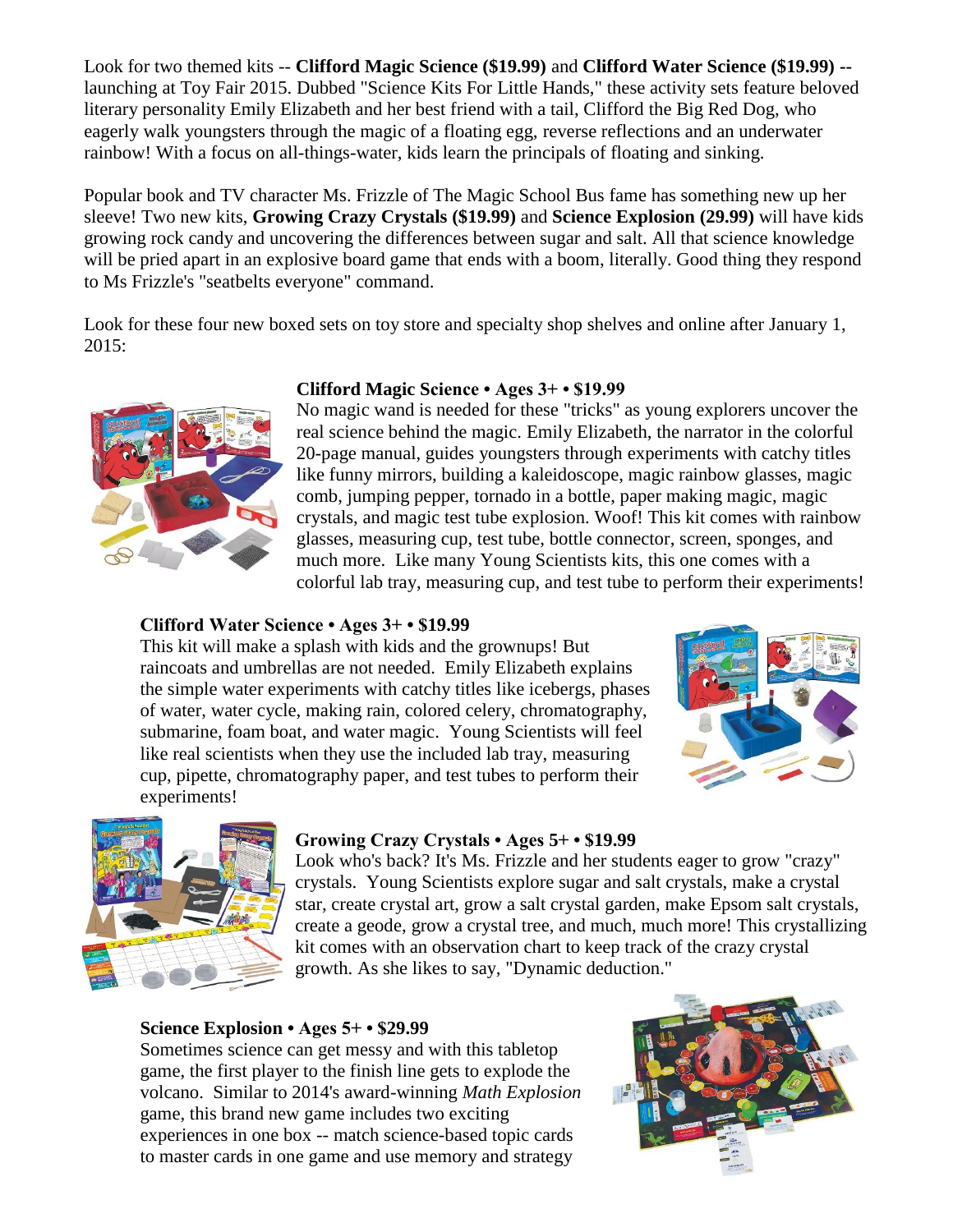Look for two themed kits -- **Clifford Magic Science ($19.99)** and **Clifford Water Science ($19.99) --** launching at Toy Fair 2015. Dubbed "Science Kits For Little Hands," these activity sets feature beloved literary personality Emily Elizabeth and her best friend with a tail, Clifford the Big Red Dog, who eagerly walk youngsters through the magic of a floating egg, reverse reflections and an underwater rainbow! With a focus on all-things-water, kids learn the principals of floating and sinking.

Popular book and TV character Ms. Frizzle of The Magic School Bus fame has something new up her sleeve! Two new kits, **Growing Crazy Crystals ($19.99)** and **Science Explosion (29.99)** will have kids growing rock candy and uncovering the differences between sugar and salt. All that science knowledge will be pried apart in an explosive board game that ends with a boom, literally. Good thing they respond to Ms Frizzle's "seatbelts everyone" command.

Look for these four new boxed sets on toy store and specialty shop shelves and online after January 1, 2015:

**Clifford Magic Science • Ages 3+ • $19.99**
No magic wand is needed for these "tricks" as young explorers uncover the real science behind the magic. Emily Elizabeth, the narrator in the colorful 20-page manual, guides youngsters through experiments with catchy titles like funny mirrors, building a kaleidoscope, magic rainbow glasses, magic comb, jumping pepper, tornado in a bottle, paper making magic, magic crystals, and magic test tube explosion. Woof! This kit comes with rainbow glasses, measuring cup, test tube, bottle connector, screen, sponges, and much more. Like many Young Scientists kits, this one comes with a colorful lab tray, measuring cup, and test tube to perform their experiments!

**Clifford Water Science • Ages 3+ • $19.99**
This kit will make a splash with kids and the grownups! But raincoats and umbrellas are not needed. Emily Elizabeth explains the simple water experiments with catchy titles like icebergs, phases of water, water cycle, making rain, colored celery, chromatography, submarine, foam boat, and water magic. Young Scientists will feel like real scientists when they use the included lab tray, measuring cup, pipette, chromatography paper, and test tubes to perform their experiments!

**Growing Crazy Crystals • Ages 5+ • $19.99**
Look who's back? It's Ms. Frizzle and her students eager to grow "crazy" crystals. Young Scientists explore sugar and salt crystals, make a crystal star, create crystal art, grow a salt crystal garden, make Epsom salt crystals, create a geode, grow a crystal tree, and much, much more! This crystallizing kit comes with an observation chart to keep track of the crazy crystal growth. As she likes to say, "Dynamic deduction."

**Science Explosion • Ages 5+ • $29.99**
Sometimes science can get messy and with this tabletop game, the first player to the finish line gets to explode the volcano. Similar to 2014's award-winning *Math Explosion* game, this brand new game includes two exciting experiences in one box -- match science-based topic cards to master cards in one game and use memory and strategy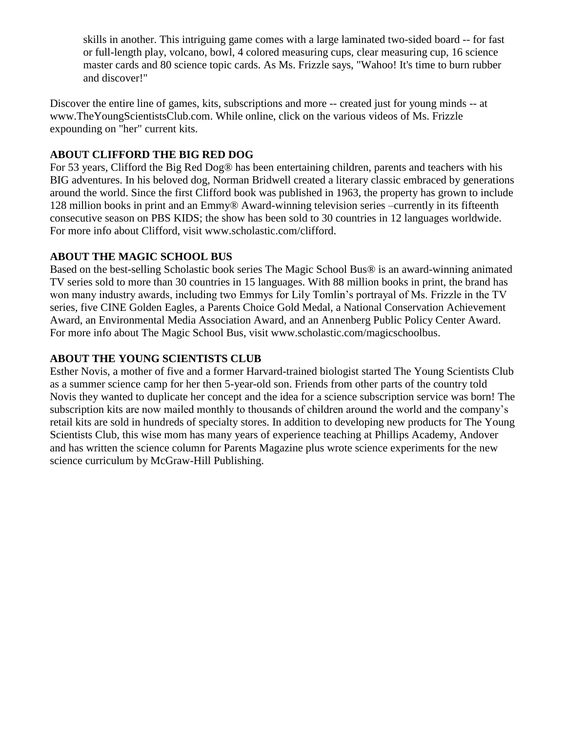skills in another. This intriguing game comes with a large laminated two-sided board -- for fast or full-length play, volcano, bowl, 4 colored measuring cups, clear measuring cup, 16 science master cards and 80 science topic cards. As Ms. Frizzle says, "Wahoo! It's time to burn rubber and discover!"

Discover the entire line of games, kits, subscriptions and more -- created just for young minds -- at www.TheYoungScientistsClub.com. While online, click on the various videos of Ms. Frizzle expounding on "her" current kits.

**ABOUT CLIFFORD THE BIG RED DOG**

For 53 years, Clifford the Big Red Dog® has been entertaining children, parents and teachers with his BIG adventures. In his beloved dog, Norman Bridwell created a literary classic embraced by generations around the world. Since the first Clifford book was published in 1963, the property has grown to include 128 million books in print and an Emmy® Award-winning television series –currently in its fifteenth consecutive season on PBS KIDS; the show has been sold to 30 countries in 12 languages worldwide. For more info about Clifford, visit www.scholastic.com/clifford.

**ABOUT THE MAGIC SCHOOL BUS**

Based on the best-selling Scholastic book series The Magic School Bus® is an award-winning animated TV series sold to more than 30 countries in 15 languages. With 88 million books in print, the brand has won many industry awards, including two Emmys for Lily Tomlin's portrayal of Ms. Frizzle in the TV series, five CINE Golden Eagles, a Parents Choice Gold Medal, a National Conservation Achievement Award, an Environmental Media Association Award, and an Annenberg Public Policy Center Award. For more info about The Magic School Bus, visit www.scholastic.com/magicschoolbus.

**ABOUT THE YOUNG SCIENTISTS CLUB**

Esther Novis, a mother of five and a former Harvard-trained biologist started The Young Scientists Club as a summer science camp for her then 5-year-old son. Friends from other parts of the country told Novis they wanted to duplicate her concept and the idea for a science subscription service was born! The subscription kits are now mailed monthly to thousands of children around the world and the company's retail kits are sold in hundreds of specialty stores. In addition to developing new products for The Young Scientists Club, this wise mom has many years of experience teaching at Phillips Academy, Andover and has written the science column for Parents Magazine plus wrote science experiments for the new science curriculum by McGraw-Hill Publishing.